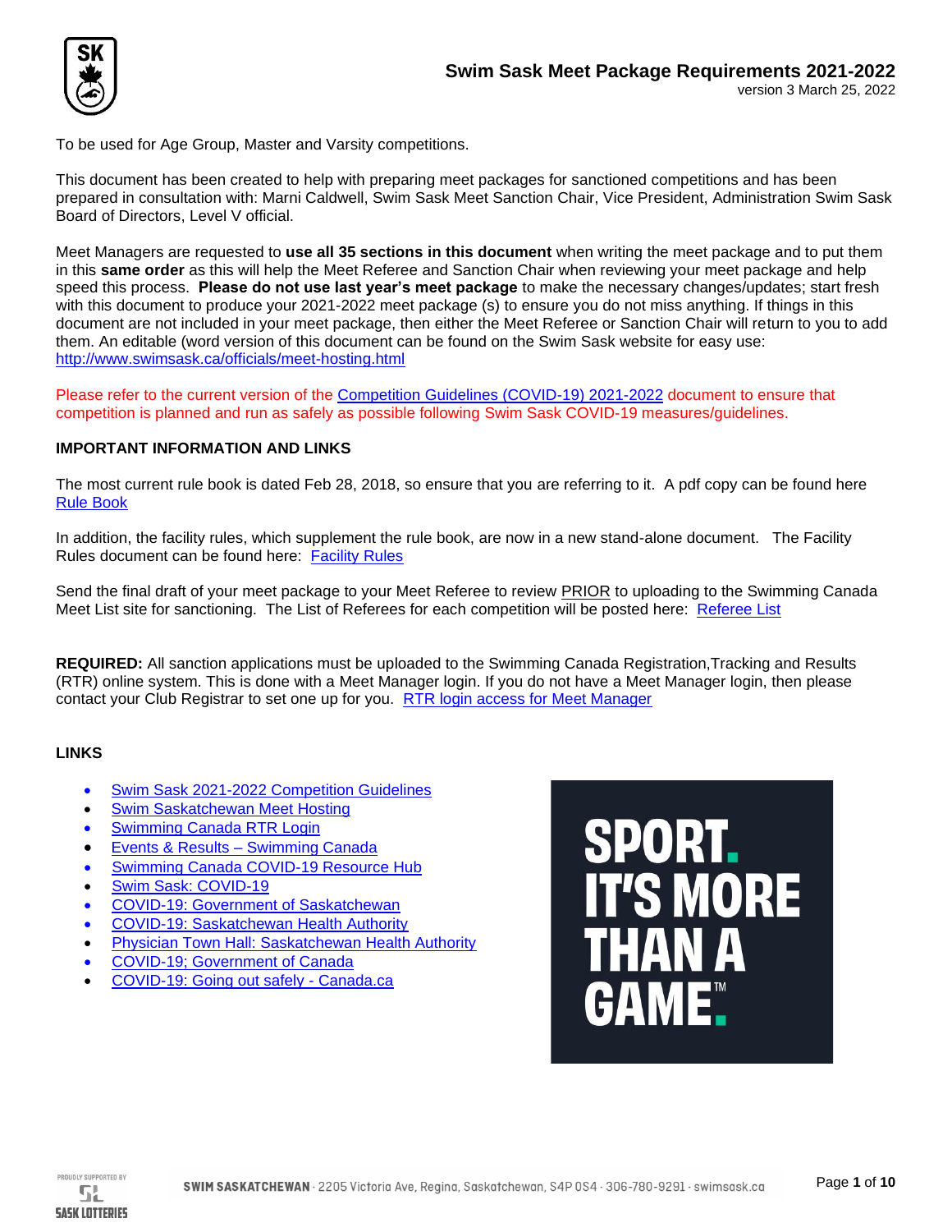# Swim Sask Meet Package Requirements 2021-2022

version 3 March 25, 2022

To be used for Age Group, Master and Varsity competitions.

This document has been created to help with preparing meet packages for sanctioned competitions and has been prepared in consultation with: Marni Caldwell, Swim Sask Meet Sanction Chair, Vice President, Administration Swim Sask Board of Directors, Level V official.

Meet Managers are requested to **use all 35 sections in this document** when writing the meet package and to put them in this **same order** as this will help the Meet Referee and Sanction Chair when reviewing your meet package and help speed this process. **Please do not use last year's meet package** to make the necessary changes/updates; start fresh with this document to produce your 2021-2022 meet package (s) to ensure you do not miss anything. If things in this document are not included in your meet package, then either the Meet Referee or Sanction Chair will return to you to add them. An editable (word version of this document can be found on the Swim Sask website for easy use: http://www.swimsask.ca/officials/meet-hosting.html

Please refer to the current version of the Competition Guidelines (COVID-19) 2021-2022 document to ensure that competition is planned and run as safely as possible following Swim Sask COVID-19 measures/guidelines.

**IMPORTANT INFORMATION AND LINKS**

The most current rule book is dated Feb 28, 2018, so ensure that you are referring to it. A pdf copy can be found here Rule Book

In addition, the facility rules, which supplement the rule book, are now in a new stand-alone document. The Facility Rules document can be found here: Facility Rules

Send the final draft of your meet package to your Meet Referee to review PRIOR to uploading to the Swimming Canada Meet List site for sanctioning. The List of Referees for each competition will be posted here: Referee List

**REQUIRED:** All sanction applications must be uploaded to the Swimming Canada Registration,Tracking and Results (RTR) online system. This is done with a Meet Manager login. If you do not have a Meet Manager login, then please contact your Club Registrar to set one up for you. RTR login access for Meet Manager

**LINKS**

- Swim Sask 2021-2022 Competition Guidelines
- Swim Saskatchewan Meet Hosting
- Swimming Canada RTR Login
- Events & Results – Swimming Canada
- Swimming Canada COVID-19 Resource Hub
- Swim Sask: COVID-19
- COVID-19: Government of Saskatchewan
- COVID-19: Saskatchewan Health Authority
- Physician Town Hall: Saskatchewan Health Authority
- COVID-19; Government of Canada
- COVID-19: Going out safely - Canada.ca

SPORT. IT'S MORE THAN A GAME.™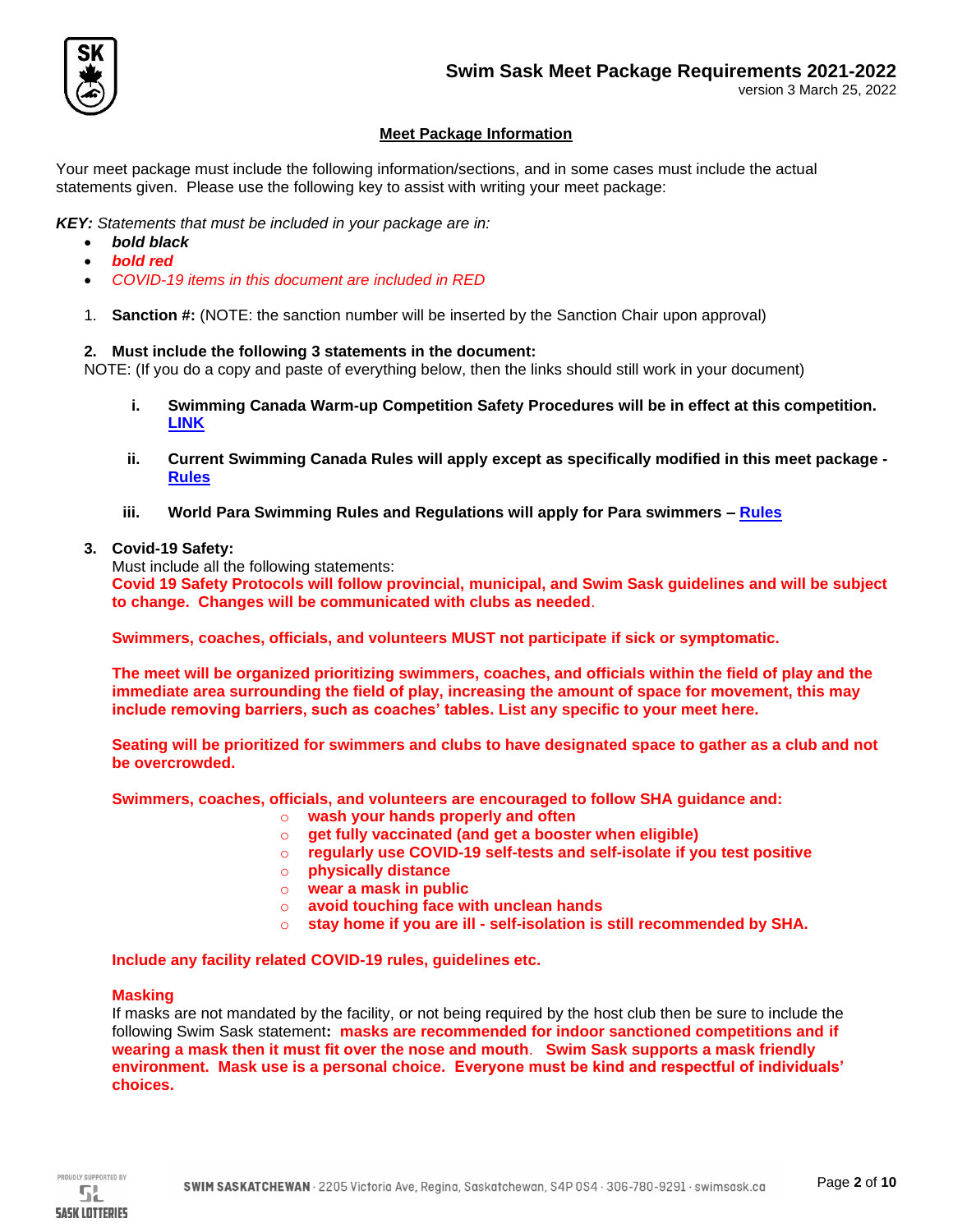## Meet Package Information

Your meet package must include the following information/sections, and in some cases must include the actual statements given. Please use the following key to assist with writing your meet package:

***KEY:*** *Statements that must be included in your package are in:*

- ***bold black***
- ***bold red***
- *COVID-19 items in this document are included in RED*

1. **Sanction #:** (NOTE: the sanction number will be inserted by the Sanction Chair upon approval)

2. **Must include the following 3 statements in the document:**
NOTE: (If you do a copy and paste of everything below, then the links should still work in your document)

   i. **Swimming Canada Warm-up Competition Safety Procedures will be in effect at this competition. LINK**

   ii. **Current Swimming Canada Rules will apply except as specifically modified in this meet package - Rules**

   iii. **World Para Swimming Rules and Regulations will apply for Para swimmers – Rules**

3. **Covid-19 Safety:**
Must include all the following statements:
**Covid 19 Safety Protocols will follow provincial, municipal, and Swim Sask guidelines and will be subject to change. Changes will be communicated with clubs as needed**.

   **Swimmers, coaches, officials, and volunteers MUST not participate if sick or symptomatic.**

   **The meet will be organized prioritizing swimmers, coaches, and officials within the field of play and the immediate area surrounding the field of play, increasing the amount of space for movement, this may include removing barriers, such as coaches' tables. List any specific to your meet here.**

   **Seating will be prioritized for swimmers and clubs to have designated space to gather as a club and not be overcrowded.**

   **Swimmers, coaches, officials, and volunteers are encouraged to follow SHA guidance and:**
   - **wash your hands properly and often**
   - **get fully vaccinated (and get a booster when eligible)**
   - **regularly use COVID-19 self-tests and self-isolate if you test positive**
   - **physically distance**
   - **wear a mask in public**
   - **avoid touching face with unclean hands**
   - **stay home if you are ill - self-isolation is still recommended by SHA.**

   **Include any facility related COVID-19 rules, guidelines etc.**

   **Masking**
   If masks are not mandated by the facility, or not being required by the host club then be sure to include the following Swim Sask statement**:** **masks are recommended for indoor sanctioned competitions and if wearing a mask then it must fit over the nose and mouth**. **Swim Sask supports a mask friendly environment. Mask use is a personal choice. Everyone must be kind and respectful of individuals' choices.**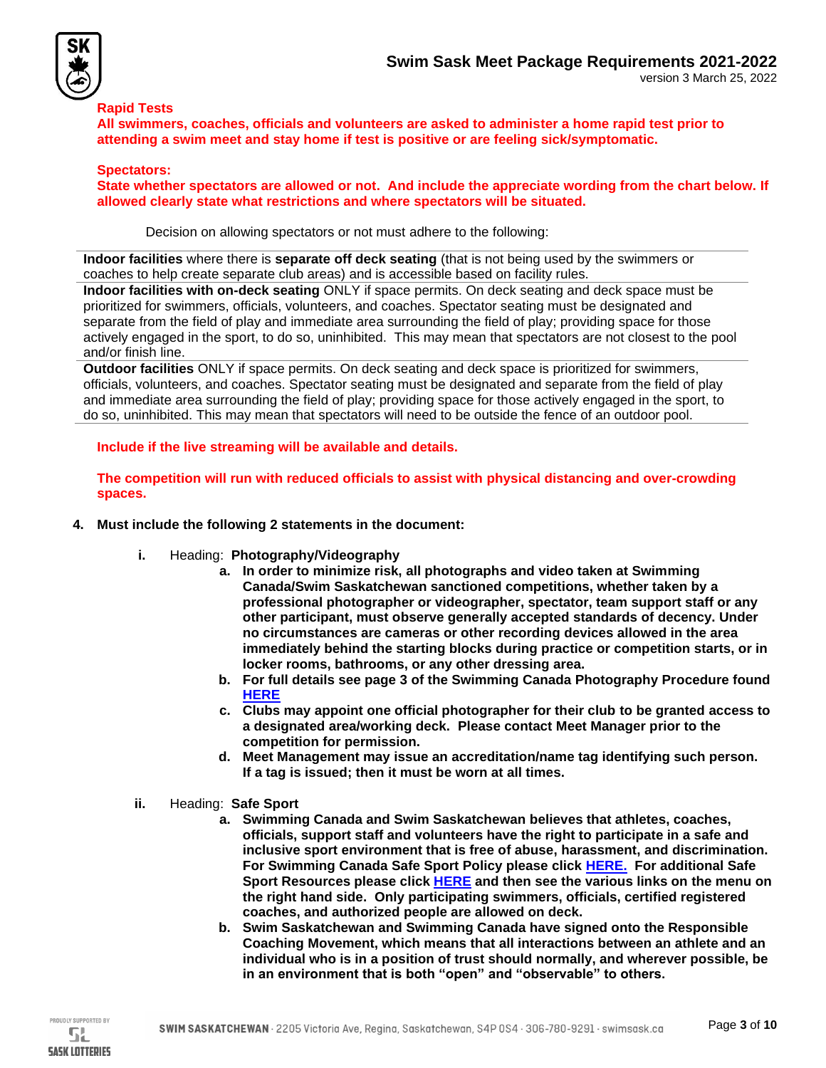**Rapid Tests**

**All swimmers, coaches, officials and volunteers are asked to administer a home rapid test prior to attending a swim meet and stay home if test is positive or are feeling sick/symptomatic.**

**Spectators:**

**State whether spectators are allowed or not. And include the appreciate wording from the chart below. If allowed clearly state what restrictions and where spectators will be situated.**

Decision on allowing spectators or not must adhere to the following:

| |
|---|
| **Indoor facilities** where there is **separate off deck seating** (that is not being used by the swimmers or coaches to help create separate club areas) and is accessible based on facility rules. |
| **Indoor facilities with on-deck seating** ONLY if space permits. On deck seating and deck space must be prioritized for swimmers, officials, volunteers, and coaches. Spectator seating must be designated and separate from the field of play and immediate area surrounding the field of play; providing space for those actively engaged in the sport, to do so, uninhibited. This may mean that spectators are not closest to the pool and/or finish line. |
| **Outdoor facilities** ONLY if space permits. On deck seating and deck space is prioritized for swimmers, officials, volunteers, and coaches. Spectator seating must be designated and separate from the field of play and immediate area surrounding the field of play; providing space for those actively engaged in the sport, to do so, uninhibited. This may mean that spectators will need to be outside the fence of an outdoor pool. |

**Include if the live streaming will be available and details.**

**The competition will run with reduced officials to assist with physical distancing and over-crowding spaces.**

4. **Must include the following 2 statements in the document:**

   i. Heading: **Photography/Videography**

      a. **In order to minimize risk, all photographs and video taken at Swimming Canada/Swim Saskatchewan sanctioned competitions, whether taken by a professional photographer or videographer, spectator, team support staff or any other participant, must observe generally accepted standards of decency. Under no circumstances are cameras or other recording devices allowed in the area immediately behind the starting blocks during practice or competition starts, or in locker rooms, bathrooms, or any other dressing area.**
      b. **For full details see page 3 of the Swimming Canada Photography Procedure found HERE**
      c. **Clubs may appoint one official photographer for their club to be granted access to a designated area/working deck. Please contact Meet Manager prior to the competition for permission.**
      d. **Meet Management may issue an accreditation/name tag identifying such person. If a tag is issued; then it must be worn at all times.**

   ii. Heading: **Safe Sport**

      a. **Swimming Canada and Swim Saskatchewan believes that athletes, coaches, officials, support staff and volunteers have the right to participate in a safe and inclusive sport environment that is free of abuse, harassment, and discrimination. For Swimming Canada Safe Sport Policy please click HERE. For additional Safe Sport Resources please click HERE and then see the various links on the menu on the right hand side. Only participating swimmers, officials, certified registered coaches, and authorized people are allowed on deck.**
      b. **Swim Saskatchewan and Swimming Canada have signed onto the Responsible Coaching Movement, which means that all interactions between an athlete and an individual who is in a position of trust should normally, and wherever possible, be in an environment that is both "open" and "observable" to others.**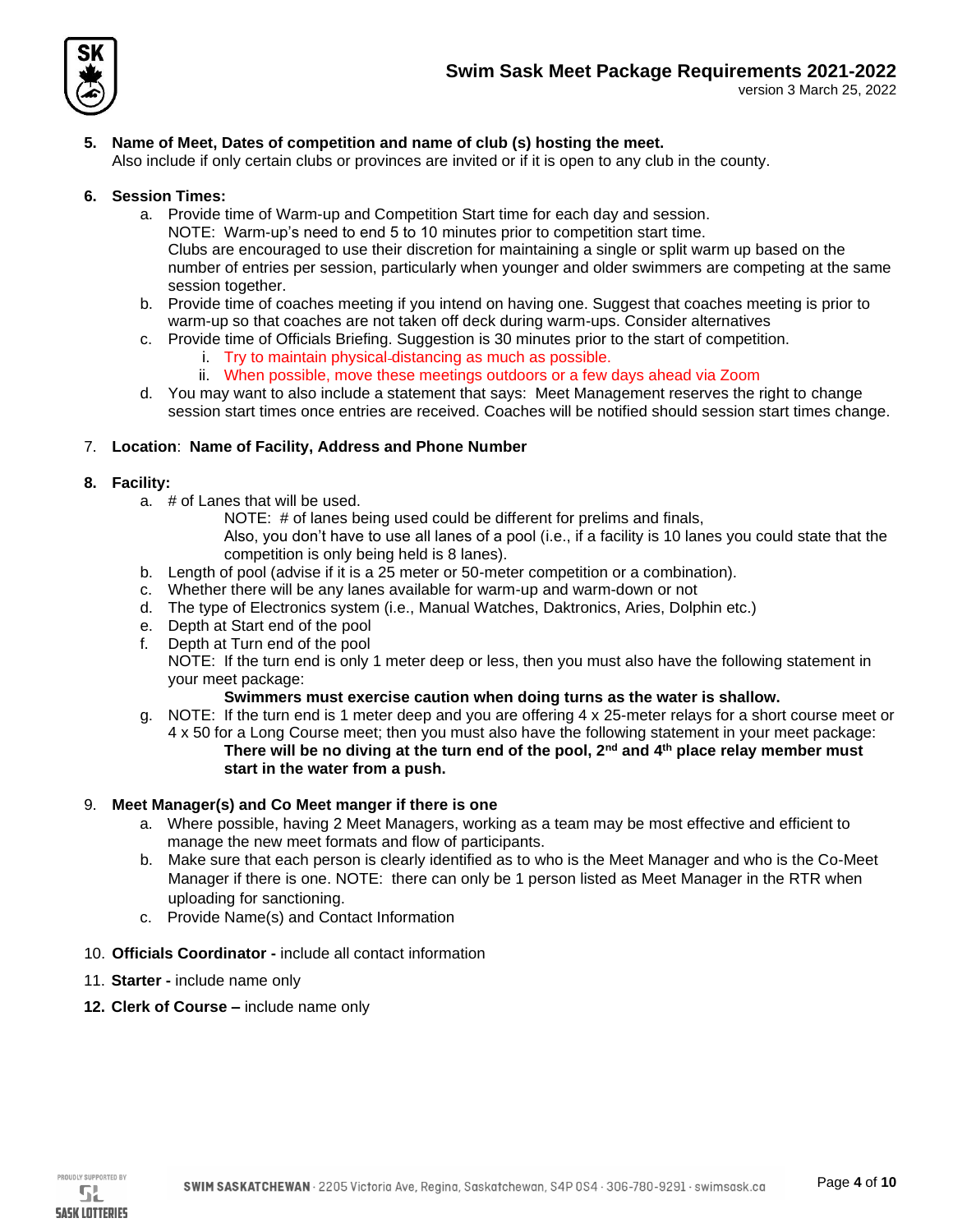5. **Name of Meet, Dates of competition and name of club (s) hosting the meet.**
   Also include if only certain clubs or provinces are invited or if it is open to any club in the county.

6. **Session Times:**
   a. Provide time of Warm-up and Competition Start time for each day and session.
      NOTE: Warm-up's need to end 5 to 10 minutes prior to competition start time.
      Clubs are encouraged to use their discretion for maintaining a single or split warm up based on the number of entries per session, particularly when younger and older swimmers are competing at the same session together.
   b. Provide time of coaches meeting if you intend on having one. Suggest that coaches meeting is prior to warm-up so that coaches are not taken off deck during warm-ups. Consider alternatives
   c. Provide time of Officials Briefing. Suggestion is 30 minutes prior to the start of competition.
      i. Try to maintain physical-distancing as much as possible.
      ii. When possible, move these meetings outdoors or a few days ahead via Zoom
   d. You may want to also include a statement that says: Meet Management reserves the right to change session start times once entries are received. Coaches will be notified should session start times change.

7. **Location**: **Name of Facility, Address and Phone Number**

8. **Facility:**
   a. # of Lanes that will be used.
      NOTE: # of lanes being used could be different for prelims and finals,
      Also, you don't have to use all lanes of a pool (i.e., if a facility is 10 lanes you could state that the competition is only being held is 8 lanes).
   b. Length of pool (advise if it is a 25 meter or 50-meter competition or a combination).
   c. Whether there will be any lanes available for warm-up and warm-down or not
   d. The type of Electronics system (i.e., Manual Watches, Daktronics, Aries, Dolphin etc.)
   e. Depth at Start end of the pool
   f. Depth at Turn end of the pool
      NOTE: If the turn end is only 1 meter deep or less, then you must also have the following statement in your meet package:
      **Swimmers must exercise caution when doing turns as the water is shallow.**
   g. NOTE: If the turn end is 1 meter deep and you are offering 4 x 25-meter relays for a short course meet or 4 x 50 for a Long Course meet; then you must also have the following statement in your meet package:
      **There will be no diving at the turn end of the pool, 2nd and 4th place relay member must start in the water from a push.**

9. **Meet Manager(s) and Co Meet manger if there is one**
   a. Where possible, having 2 Meet Managers, working as a team may be most effective and efficient to manage the new meet formats and flow of participants.
   b. Make sure that each person is clearly identified as to who is the Meet Manager and who is the Co-Meet Manager if there is one. NOTE: there can only be 1 person listed as Meet Manager in the RTR when uploading for sanctioning.
   c. Provide Name(s) and Contact Information

10. **Officials Coordinator -** include all contact information

11. **Starter -** include name only

12. **Clerk of Course –** include name only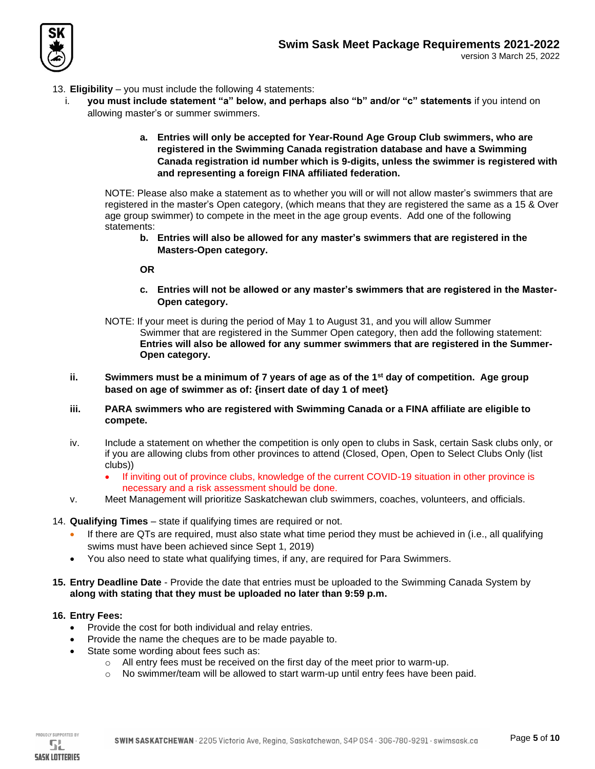13. **Eligibility** – you must include the following 4 statements:
    i. **you must include statement "a" below, and perhaps also "b" and/or "c" statements** if you intend on allowing master's or summer swimmers.

       **a. Entries will only be accepted for Year-Round Age Group Club swimmers, who are registered in the Swimming Canada registration database and have a Swimming Canada registration id number which is 9-digits, unless the swimmer is registered with and representing a foreign FINA affiliated federation.**

       NOTE: Please also make a statement as to whether you will or will not allow master's swimmers that are registered in the master's Open category, (which means that they are registered the same as a 15 & Over age group swimmer) to compete in the meet in the age group events. Add one of the following statements:

       **b. Entries will also be allowed for any master's swimmers that are registered in the Masters-Open category.**

       **OR**

       **c. Entries will not be allowed or any master's swimmers that are registered in the Master-Open category.**

       NOTE: If your meet is during the period of May 1 to August 31, and you will allow Summer Swimmer that are registered in the Summer Open category, then add the following statement: **Entries will also be allowed for any summer swimmers that are registered in the Summer-Open category.**

    ii. **Swimmers must be a minimum of 7 years of age as of the 1st day of competition. Age group based on age of swimmer as of: {insert date of day 1 of meet}**

    iii. **PARA swimmers who are registered with Swimming Canada or a FINA affiliate are eligible to compete.**

    iv. Include a statement on whether the competition is only open to clubs in Sask, certain Sask clubs only, or if you are allowing clubs from other provinces to attend (Closed, Open, Open to Select Clubs Only (list clubs))
       - If inviting out of province clubs, knowledge of the current COVID-19 situation in other province is necessary and a risk assessment should be done.

    v. Meet Management will prioritize Saskatchewan club swimmers, coaches, volunteers, and officials.

14. **Qualifying Times** – state if qualifying times are required or not.
    - If there are QTs are required, must also state what time period they must be achieved in (i.e., all qualifying swims must have been achieved since Sept 1, 2019)
    - You also need to state what qualifying times, if any, are required for Para Swimmers.

15. **Entry Deadline Date** - Provide the date that entries must be uploaded to the Swimming Canada System by **along with stating that they must be uploaded no later than 9:59 p.m.**

16. **Entry Fees:**
    - Provide the cost for both individual and relay entries.
    - Provide the name the cheques are to be made payable to.
    - State some wording about fees such as:
      - All entry fees must be received on the first day of the meet prior to warm-up.
      - No swimmer/team will be allowed to start warm-up until entry fees have been paid.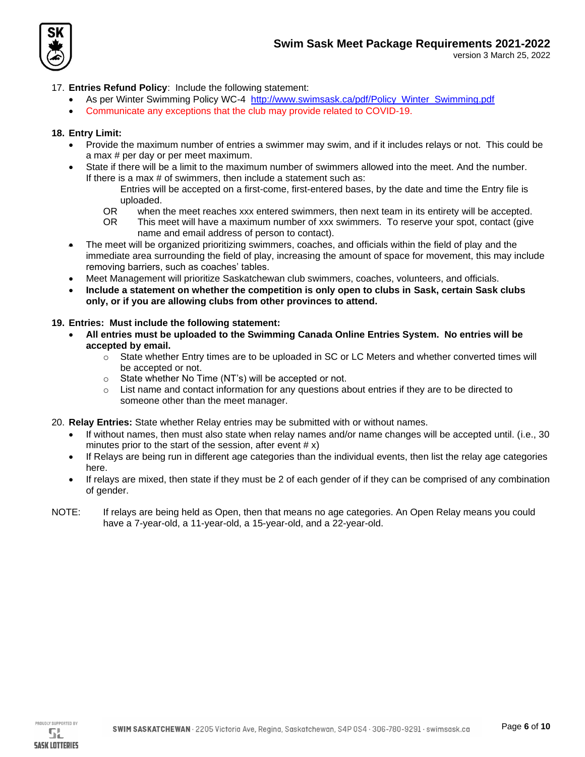17. **Entries Refund Policy**: Include the following statement:
    - As per Winter Swimming Policy WC-4 [http://www.swimsask.ca/pdf/Policy_Winter_Swimming.pdf](http://www.swimsask.ca/pdf/Policy_Winter_Swimming.pdf)
    - Communicate any exceptions that the club may provide related to COVID-19.

18. **Entry Limit:**
    - Provide the maximum number of entries a swimmer may swim, and if it includes relays or not. This could be a max # per day or per meet maximum.
    - State if there will be a limit to the maximum number of swimmers allowed into the meet. And the number. If there is a max # of swimmers, then include a statement such as:

      Entries will be accepted on a first-come, first-entered bases, by the date and time the Entry file is uploaded.

      OR when the meet reaches xxx entered swimmers, then next team in its entirety will be accepted.

      OR This meet will have a maximum number of xxx swimmers. To reserve your spot, contact (give name and email address of person to contact).
    - The meet will be organized prioritizing swimmers, coaches, and officials within the field of play and the immediate area surrounding the field of play, increasing the amount of space for movement, this may include removing barriers, such as coaches' tables.
    - Meet Management will prioritize Saskatchewan club swimmers, coaches, volunteers, and officials.
    - **Include a statement on whether the competition is only open to clubs in Sask, certain Sask clubs only, or if you are allowing clubs from other provinces to attend.**

19. **Entries: Must include the following statement:**
    - **All entries must be uploaded to the Swimming Canada Online Entries System. No entries will be accepted by email.**
        - State whether Entry times are to be uploaded in SC or LC Meters and whether converted times will be accepted or not.
        - State whether No Time (NT's) will be accepted or not.
        - List name and contact information for any questions about entries if they are to be directed to someone other than the meet manager.

20. **Relay Entries:** State whether Relay entries may be submitted with or without names.
    - If without names, then must also state when relay names and/or name changes will be accepted until. (i.e., 30 minutes prior to the start of the session, after event # x)
    - If Relays are being run in different age categories than the individual events, then list the relay age categories here.
    - If relays are mixed, then state if they must be 2 of each gender of if they can be comprised of any combination of gender.

NOTE: If relays are being held as Open, then that means no age categories. An Open Relay means you could have a 7-year-old, a 11-year-old, a 15-year-old, and a 22-year-old.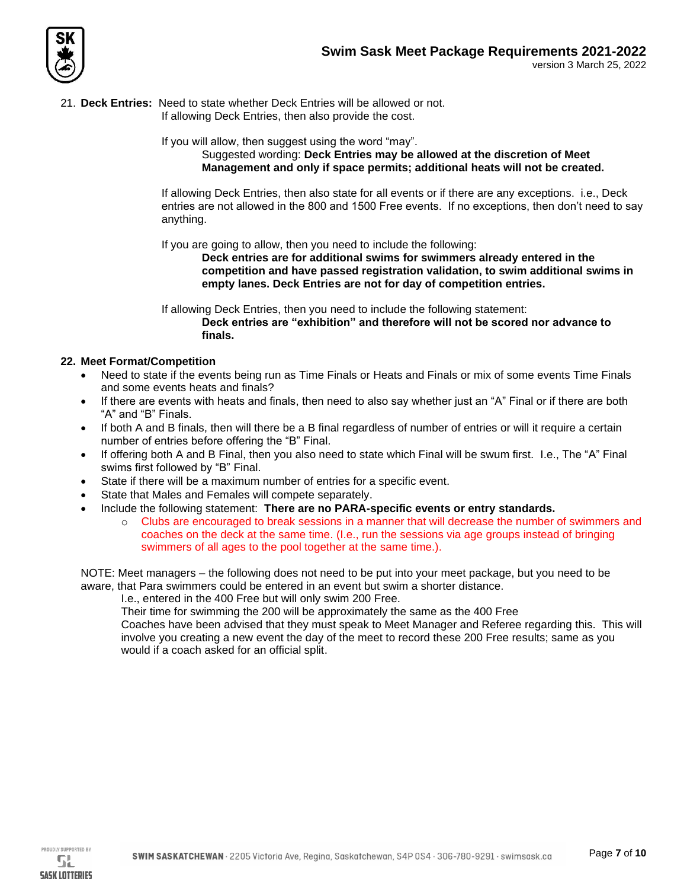21. **Deck Entries:** Need to state whether Deck Entries will be allowed or not.
    If allowing Deck Entries, then also provide the cost.

    If you will allow, then suggest using the word "may".
    Suggested wording: **Deck Entries may be allowed at the discretion of Meet Management and only if space permits; additional heats will not be created.**

    If allowing Deck Entries, then also state for all events or if there are any exceptions. i.e., Deck entries are not allowed in the 800 and 1500 Free events. If no exceptions, then don't need to say anything.

    If you are going to allow, then you need to include the following:
    **Deck entries are for additional swims for swimmers already entered in the competition and have passed registration validation, to swim additional swims in empty lanes. Deck Entries are not for day of competition entries.**

    If allowing Deck Entries, then you need to include the following statement:
    **Deck entries are "exhibition" and therefore will not be scored nor advance to finals.**

**22. Meet Format/Competition**

- Need to state if the events being run as Time Finals or Heats and Finals or mix of some events Time Finals and some events heats and finals?
- If there are events with heats and finals, then need to also say whether just an "A" Final or if there are both "A" and "B" Finals.
- If both A and B finals, then will there be a B final regardless of number of entries or will it require a certain number of entries before offering the "B" Final.
- If offering both A and B Final, then you also need to state which Final will be swum first. I.e., The "A" Final swims first followed by "B" Final.
- State if there will be a maximum number of entries for a specific event.
- State that Males and Females will compete separately.
- Include the following statement: **There are no PARA-specific events or entry standards.**
    - Clubs are encouraged to break sessions in a manner that will decrease the number of swimmers and coaches on the deck at the same time. (I.e., run the sessions via age groups instead of bringing swimmers of all ages to the pool together at the same time.).

NOTE: Meet managers – the following does not need to be put into your meet package, but you need to be aware, that Para swimmers could be entered in an event but swim a shorter distance.
I.e., entered in the 400 Free but will only swim 200 Free.
Their time for swimming the 200 will be approximately the same as the 400 Free
Coaches have been advised that they must speak to Meet Manager and Referee regarding this. This will involve you creating a new event the day of the meet to record these 200 Free results; same as you would if a coach asked for an official split.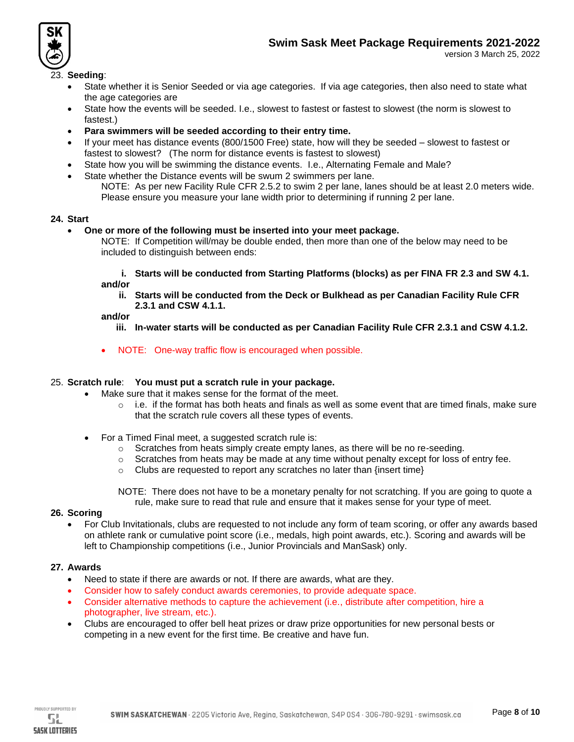23. **Seeding**:
    - State whether it is Senior Seeded or via age categories. If via age categories, then also need to state what the age categories are
    - State how the events will be seeded. I.e., slowest to fastest or fastest to slowest (the norm is slowest to fastest.)
    - **Para swimmers will be seeded according to their entry time.**
    - If your meet has distance events (800/1500 Free) state, how will they be seeded – slowest to fastest or fastest to slowest? (The norm for distance events is fastest to slowest)
    - State how you will be swimming the distance events. I.e., Alternating Female and Male?
    - State whether the Distance events will be swum 2 swimmers per lane.

      NOTE: As per new Facility Rule CFR 2.5.2 to swim 2 per lane, lanes should be at least 2.0 meters wide. Please ensure you measure your lane width prior to determining if running 2 per lane.

**24. Start**

- **One or more of the following must be inserted into your meet package.**

  NOTE: If Competition will/may be double ended, then more than one of the below may need to be included to distinguish between ends:

  i. **Starts will be conducted from Starting Platforms (blocks) as per FINA FR 2.3 and SW 4.1.**

  **and/or**

  ii. **Starts will be conducted from the Deck or Bulkhead as per Canadian Facility Rule CFR 2.3.1 and CSW 4.1.1.**

  **and/or**

  iii. **In-water starts will be conducted as per Canadian Facility Rule CFR 2.3.1 and CSW 4.1.2.**

  - NOTE: One-way traffic flow is encouraged when possible.

25. **Scratch rule**: **You must put a scratch rule in your package.**
    - Make sure that it makes sense for the format of the meet.
      - i.e. if the format has both heats and finals as well as some event that are timed finals, make sure that the scratch rule covers all these types of events.
    - For a Timed Final meet, a suggested scratch rule is:
      - Scratches from heats simply create empty lanes, as there will be no re-seeding.
      - Scratches from heats may be made at any time without penalty except for loss of entry fee.
      - Clubs are requested to report any scratches no later than {insert time}

      NOTE: There does not have to be a monetary penalty for not scratching. If you are going to quote a rule, make sure to read that rule and ensure that it makes sense for your type of meet.

**26. Scoring**

- For Club Invitationals, clubs are requested to not include any form of team scoring, or offer any awards based on athlete rank or cumulative point score (i.e., medals, high point awards, etc.). Scoring and awards will be left to Championship competitions (i.e., Junior Provincials and ManSask) only.

**27. Awards**

- Need to state if there are awards or not. If there are awards, what are they.
- Consider how to safely conduct awards ceremonies, to provide adequate space.
- Consider alternative methods to capture the achievement (i.e., distribute after competition, hire a photographer, live stream, etc.).
- Clubs are encouraged to offer bell heat prizes or draw prize opportunities for new personal bests or competing in a new event for the first time. Be creative and have fun.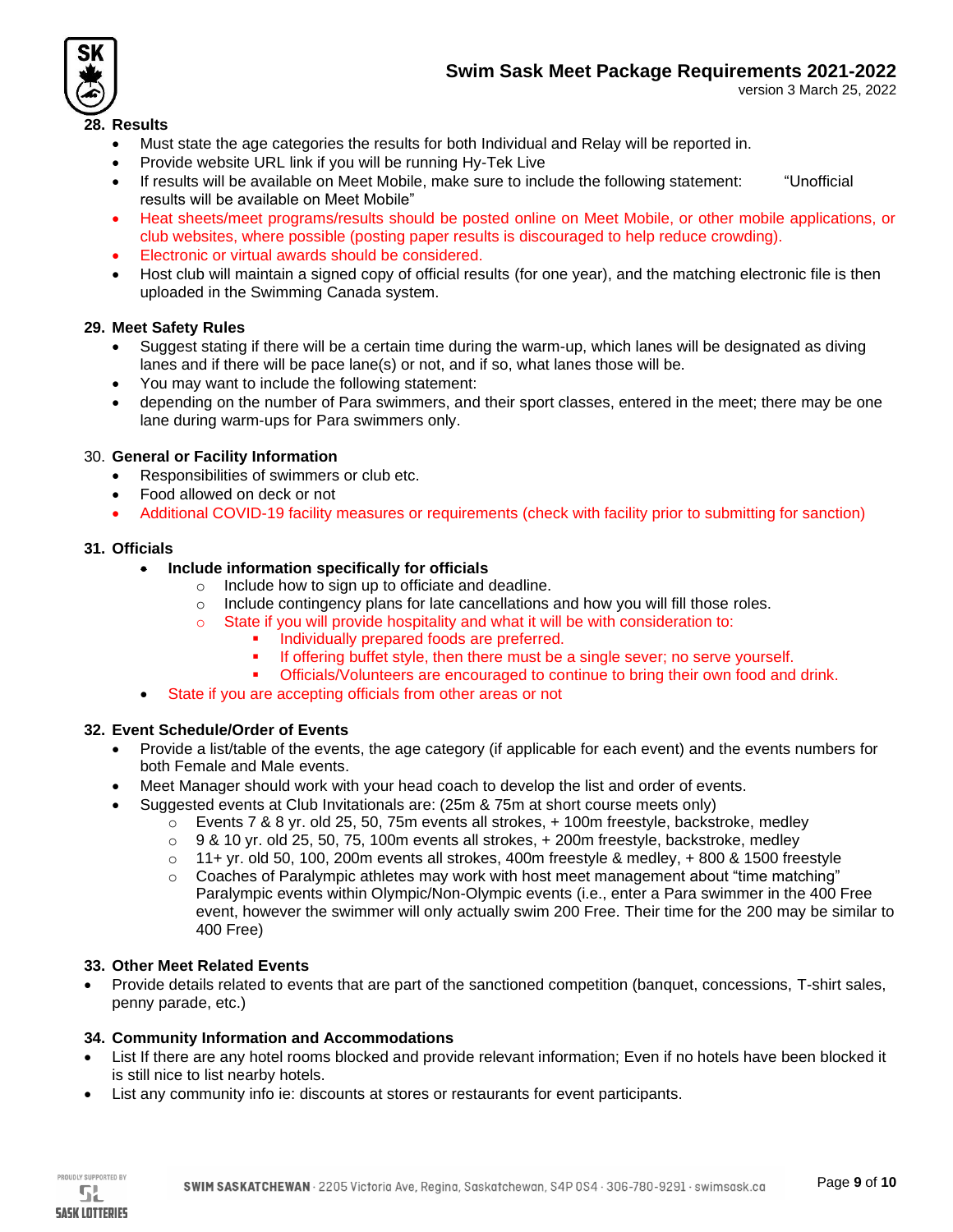### 28. Results

- Must state the age categories the results for both Individual and Relay will be reported in.
- Provide website URL link if you will be running Hy-Tek Live
- If results will be available on Meet Mobile, make sure to include the following statement: "Unofficial results will be available on Meet Mobile"
- Heat sheets/meet programs/results should be posted online on Meet Mobile, or other mobile applications, or club websites, where possible (posting paper results is discouraged to help reduce crowding).
- Electronic or virtual awards should be considered.
- Host club will maintain a signed copy of official results (for one year), and the matching electronic file is then uploaded in the Swimming Canada system.

### 29. Meet Safety Rules

- Suggest stating if there will be a certain time during the warm-up, which lanes will be designated as diving lanes and if there will be pace lane(s) or not, and if so, what lanes those will be.
- You may want to include the following statement:
- depending on the number of Para swimmers, and their sport classes, entered in the meet; there may be one lane during warm-ups for Para swimmers only.

### 30. General or Facility Information

- Responsibilities of swimmers or club etc.
- Food allowed on deck or not
- Additional COVID-19 facility measures or requirements (check with facility prior to submitting for sanction)

### 31. Officials

- **Include information specifically for officials**
  - Include how to sign up to officiate and deadline.
  - Include contingency plans for late cancellations and how you will fill those roles.
  - State if you will provide hospitality and what it will be with consideration to:
    - Individually prepared foods are preferred.
    - If offering buffet style, then there must be a single sever; no serve yourself.
    - Officials/Volunteers are encouraged to continue to bring their own food and drink.
- State if you are accepting officials from other areas or not

### 32. Event Schedule/Order of Events

- Provide a list/table of the events, the age category (if applicable for each event) and the events numbers for both Female and Male events.
- Meet Manager should work with your head coach to develop the list and order of events.
- Suggested events at Club Invitationals are: (25m & 75m at short course meets only)
  - Events 7 & 8 yr. old 25, 50, 75m events all strokes, + 100m freestyle, backstroke, medley
  - 9 & 10 yr. old 25, 50, 75, 100m events all strokes, + 200m freestyle, backstroke, medley
  - 11+ yr. old 50, 100, 200m events all strokes, 400m freestyle & medley, + 800 & 1500 freestyle
  - Coaches of Paralympic athletes may work with host meet management about "time matching" Paralympic events within Olympic/Non-Olympic events (i.e., enter a Para swimmer in the 400 Free event, however the swimmer will only actually swim 200 Free. Their time for the 200 may be similar to 400 Free)

### 33. Other Meet Related Events

- Provide details related to events that are part of the sanctioned competition (banquet, concessions, T-shirt sales, penny parade, etc.)

### 34. Community Information and Accommodations

- List If there are any hotel rooms blocked and provide relevant information; Even if no hotels have been blocked it is still nice to list nearby hotels.
- List any community info ie: discounts at stores or restaurants for event participants.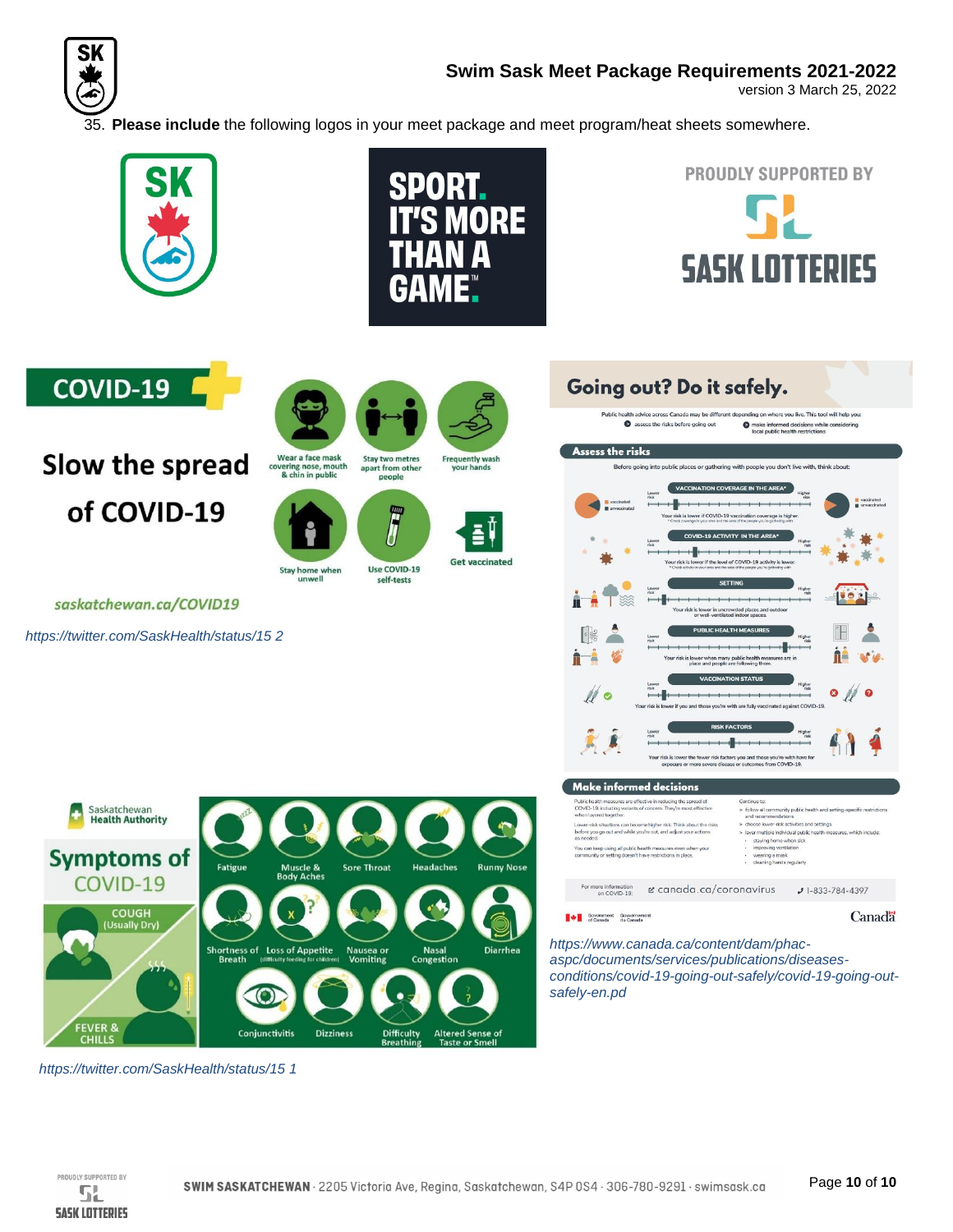35. **Please include** the following logos in your meet package and meet program/heat sheets somewhere.

SPORT. IT'S MORE THAN A GAME.

PROUDLY SUPPORTED BY SASK LOTTERIES

COVID-19

Slow the spread of COVID-19

Wear a face mask covering nose, mouth & chin in public

Stay two metres apart from other people

Frequently wash your hands

Stay home when unwell

Use COVID-19 self-tests

Get vaccinated

saskatchewan.ca/COVID19

*https://twitter.com/SaskHealth/status/15 2*

Going out? Do it safely.

Saskatchewan Health Authority

Symptoms of COVID-19

COUGH (Usually Dry)

FEVER & CHILLS

Fatigue

Muscle & Body Aches

Sore Throat

Headaches

Runny Nose

Shortness of Breath

Loss of Appetite (difficulty feeding for children)

Nausea or Vomiting

Nasal Congestion

Diarrhea

Conjunctivitis

Dizziness

Difficulty Breathing

Altered Sense of Taste or Smell

*https://twitter.com/SaskHealth/status/15 1*

*https://www.canada.ca/content/dam/phac-aspc/documents/services/publications/diseases-conditions/covid-19-going-out-safely/covid-19-going-out-safely-en.pd*